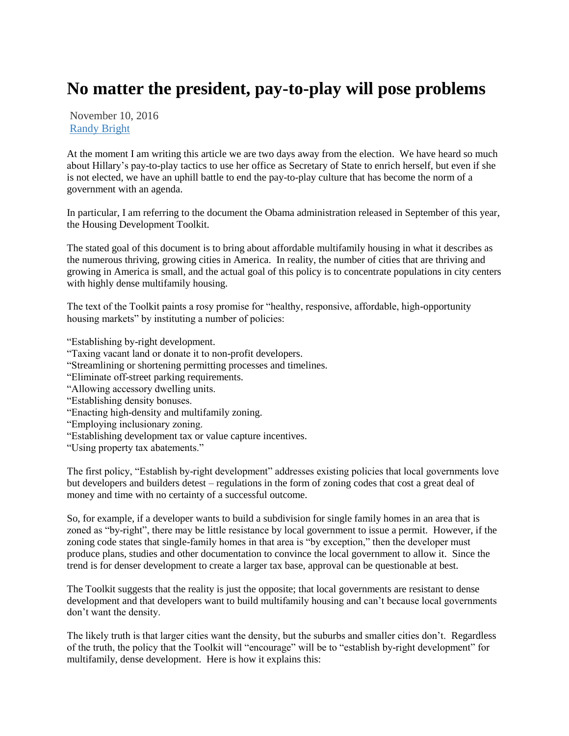# No matter the president, pay-to-play will pose problems

November 10, 2016
[Randy Bright]

At the moment I am writing this article we are two days away from the election. We have heard so much about Hillary's pay-to-play tactics to use her office as Secretary of State to enrich herself, but even if she is not elected, we have an uphill battle to end the pay-to-play culture that has become the norm of a government with an agenda.

In particular, I am referring to the document the Obama administration released in September of this year, the Housing Development Toolkit.

The stated goal of this document is to bring about affordable multifamily housing in what it describes as the numerous thriving, growing cities in America. In reality, the number of cities that are thriving and growing in America is small, and the actual goal of this policy is to concentrate populations in city centers with highly dense multifamily housing.

The text of the Toolkit paints a rosy promise for "healthy, responsive, affordable, high-opportunity housing markets" by instituting a number of policies:

"Establishing by-right development.
"Taxing vacant land or donate it to non-profit developers.
"Streamlining or shortening permitting processes and timelines.
"Eliminate off-street parking requirements.
"Allowing accessory dwelling units.
"Establishing density bonuses.
"Enacting high-density and multifamily zoning.
"Employing inclusionary zoning.
"Establishing development tax or value capture incentives.
"Using property tax abatements."

The first policy, "Establish by-right development" addresses existing policies that local governments love but developers and builders detest – regulations in the form of zoning codes that cost a great deal of money and time with no certainty of a successful outcome.

So, for example, if a developer wants to build a subdivision for single family homes in an area that is zoned as "by-right", there may be little resistance by local government to issue a permit. However, if the zoning code states that single-family homes in that area is "by exception," then the developer must produce plans, studies and other documentation to convince the local government to allow it. Since the trend is for denser development to create a larger tax base, approval can be questionable at best.

The Toolkit suggests that the reality is just the opposite; that local governments are resistant to dense development and that developers want to build multifamily housing and can't because local governments don't want the density.

The likely truth is that larger cities want the density, but the suburbs and smaller cities don't. Regardless of the truth, the policy that the Toolkit will "encourage" will be to "establish by-right development" for multifamily, dense development. Here is how it explains this: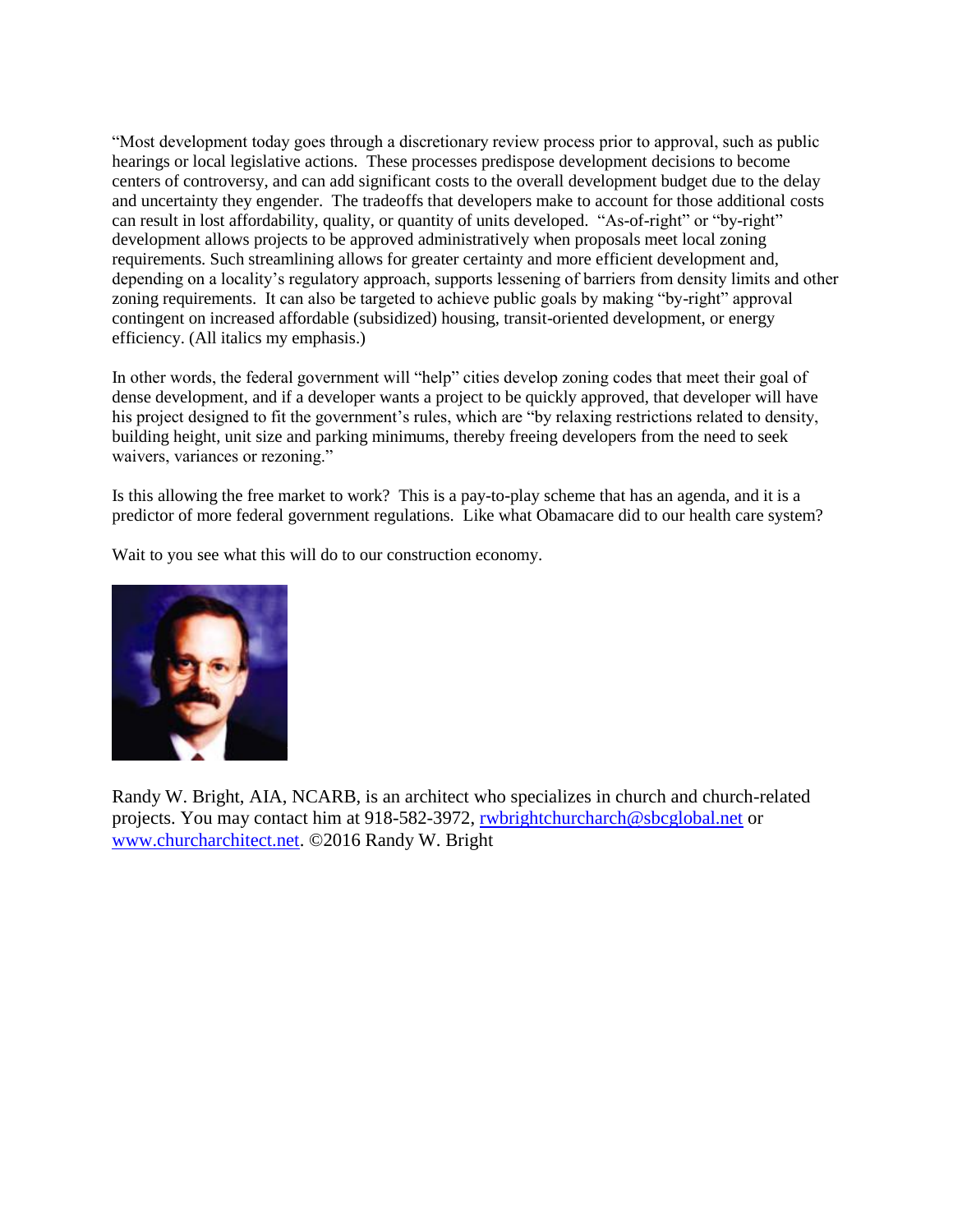"Most development today goes through a discretionary review process prior to approval, such as public hearings or local legislative actions. These processes predispose development decisions to become centers of controversy, and can add significant costs to the overall development budget due to the delay and uncertainty they engender. The tradeoffs that developers make to account for those additional costs can result in lost affordability, quality, or quantity of units developed. "As-of-right" or "by-right" development allows projects to be approved administratively when proposals meet local zoning requirements. Such streamlining allows for greater certainty and more efficient development and, depending on a locality's regulatory approach, supports lessening of barriers from density limits and other zoning requirements. It can also be targeted to achieve public goals by making "by-right" approval contingent on increased affordable (subsidized) housing, transit-oriented development, or energy efficiency. (All italics my emphasis.)

In other words, the federal government will "help" cities develop zoning codes that meet their goal of dense development, and if a developer wants a project to be quickly approved, that developer will have his project designed to fit the government's rules, which are "by relaxing restrictions related to density, building height, unit size and parking minimums, thereby freeing developers from the need to seek waivers, variances or rezoning."

Is this allowing the free market to work? This is a pay-to-play scheme that has an agenda, and it is a predictor of more federal government regulations. Like what Obamacare did to our health care system?

Wait to you see what this will do to our construction economy.

Randy W. Bright, AIA, NCARB, is an architect who specializes in church and church-related projects. You may contact him at 918-582-3972, [rwbrightchurcharch@sbcglobal.net](mailto:rwbrightchurcharch@sbcglobal.net) or [www.churcharchitect.net](http://www.churcharchitect.net). ©2016 Randy W. Bright